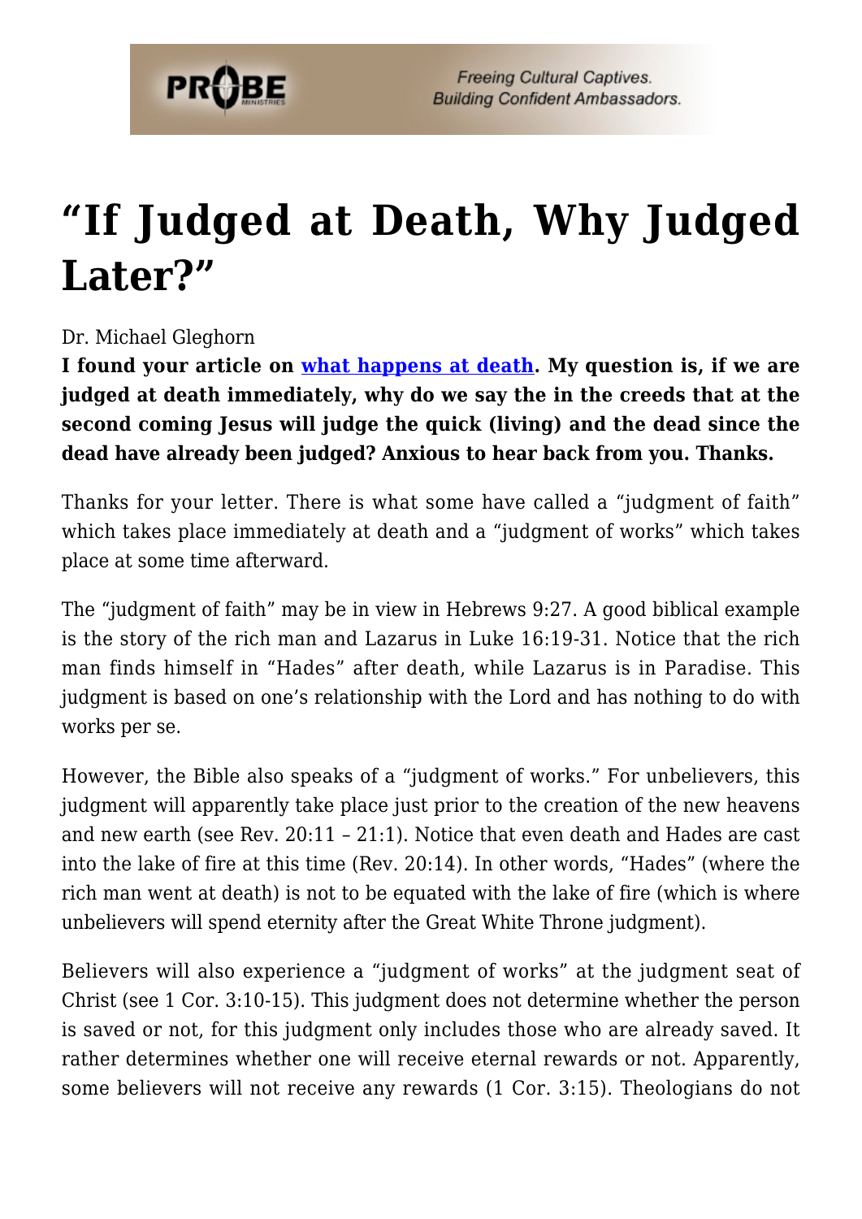# "If Judged at Death, Why Judged Later?"

Dr. Michael Gleghorn

**I found your article on [what happens at death](). My question is, if we are judged at death immediately, why do we say the in the creeds that at the second coming Jesus will judge the quick (living) and the dead since the dead have already been judged? Anxious to hear back from you. Thanks.**

Thanks for your letter. There is what some have called a "judgment of faith" which takes place immediately at death and a "judgment of works" which takes place at some time afterward.

The "judgment of faith" may be in view in Hebrews 9:27. A good biblical example is the story of the rich man and Lazarus in Luke 16:19-31. Notice that the rich man finds himself in "Hades" after death, while Lazarus is in Paradise. This judgment is based on one's relationship with the Lord and has nothing to do with works per se.

However, the Bible also speaks of a "judgment of works." For unbelievers, this judgment will apparently take place just prior to the creation of the new heavens and new earth (see Rev. 20:11 – 21:1). Notice that even death and Hades are cast into the lake of fire at this time (Rev. 20:14). In other words, "Hades" (where the rich man went at death) is not to be equated with the lake of fire (which is where unbelievers will spend eternity after the Great White Throne judgment).

Believers will also experience a "judgment of works" at the judgment seat of Christ (see 1 Cor. 3:10-15). This judgment does not determine whether the person is saved or not, for this judgment only includes those who are already saved. It rather determines whether one will receive eternal rewards or not. Apparently, some believers will not receive any rewards (1 Cor. 3:15). Theologians do not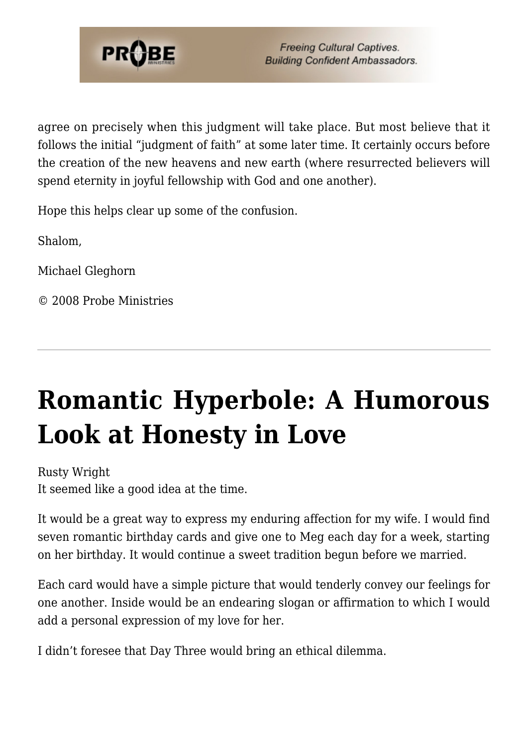agree on precisely when this judgment will take place. But most believe that it follows the initial "judgment of faith" at some later time. It certainly occurs before the creation of the new heavens and new earth (where resurrected believers will spend eternity in joyful fellowship with God and one another).

Hope this helps clear up some of the confusion.

Shalom,

Michael Gleghorn

© 2008 Probe Ministries

---

# Romantic Hyperbole: A Humorous Look at Honesty in Love

Rusty Wright
It seemed like a good idea at the time.

It would be a great way to express my enduring affection for my wife. I would find seven romantic birthday cards and give one to Meg each day for a week, starting on her birthday. It would continue a sweet tradition begun before we married.

Each card would have a simple picture that would tenderly convey our feelings for one another. Inside would be an endearing slogan or affirmation to which I would add a personal expression of my love for her.

I didn't foresee that Day Three would bring an ethical dilemma.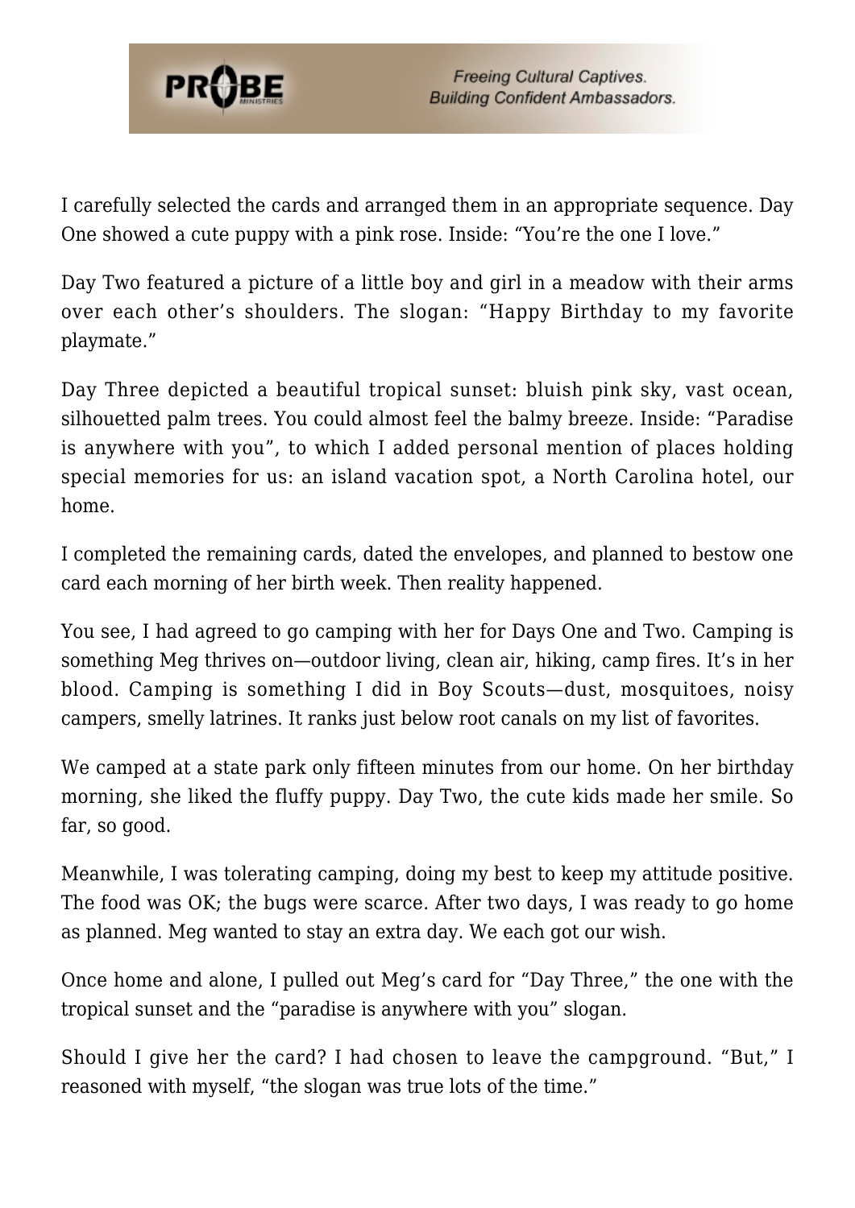I carefully selected the cards and arranged them in an appropriate sequence. Day One showed a cute puppy with a pink rose. Inside: "You're the one I love."

Day Two featured a picture of a little boy and girl in a meadow with their arms over each other's shoulders. The slogan: "Happy Birthday to my favorite playmate."

Day Three depicted a beautiful tropical sunset: bluish pink sky, vast ocean, silhouetted palm trees. You could almost feel the balmy breeze. Inside: "Paradise is anywhere with you", to which I added personal mention of places holding special memories for us: an island vacation spot, a North Carolina hotel, our home.

I completed the remaining cards, dated the envelopes, and planned to bestow one card each morning of her birth week. Then reality happened.

You see, I had agreed to go camping with her for Days One and Two. Camping is something Meg thrives on—outdoor living, clean air, hiking, camp fires. It's in her blood. Camping is something I did in Boy Scouts—dust, mosquitoes, noisy campers, smelly latrines. It ranks just below root canals on my list of favorites.

We camped at a state park only fifteen minutes from our home. On her birthday morning, she liked the fluffy puppy. Day Two, the cute kids made her smile. So far, so good.

Meanwhile, I was tolerating camping, doing my best to keep my attitude positive. The food was OK; the bugs were scarce. After two days, I was ready to go home as planned. Meg wanted to stay an extra day. We each got our wish.

Once home and alone, I pulled out Meg's card for "Day Three," the one with the tropical sunset and the "paradise is anywhere with you" slogan.

Should I give her the card? I had chosen to leave the campground. "But," I reasoned with myself, "the slogan was true lots of the time."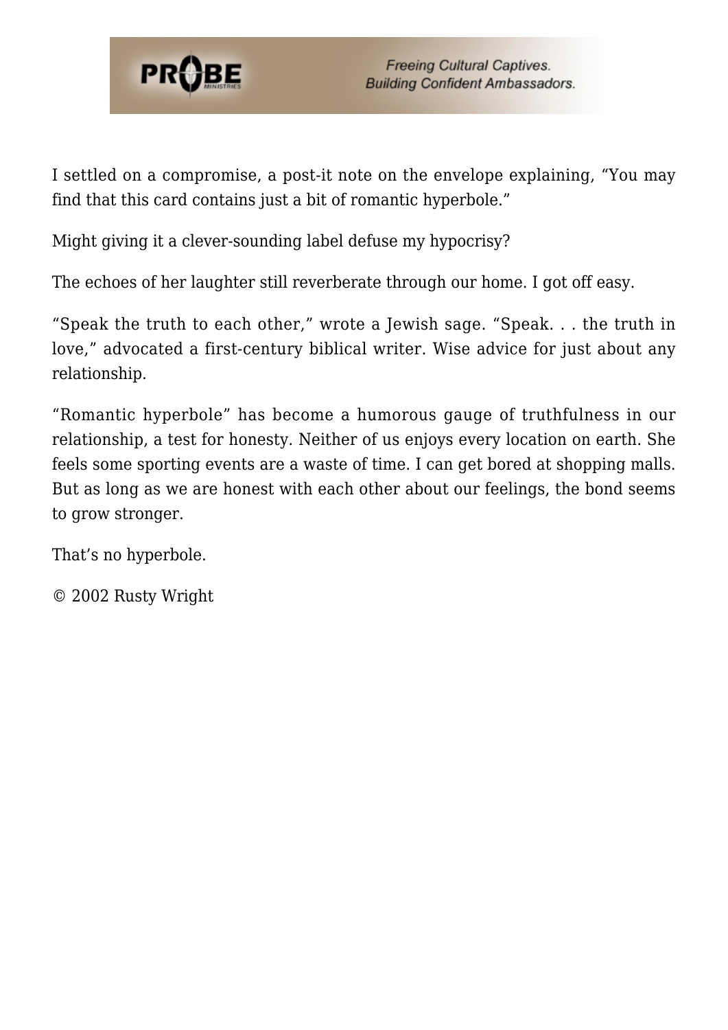I settled on a compromise, a post-it note on the envelope explaining, “You may find that this card contains just a bit of romantic hyperbole.”

Might giving it a clever-sounding label defuse my hypocrisy?

The echoes of her laughter still reverberate through our home. I got off easy.

“Speak the truth to each other,” wrote a Jewish sage. “Speak. . . the truth in love,” advocated a first-century biblical writer. Wise advice for just about any relationship.

“Romantic hyperbole” has become a humorous gauge of truthfulness in our relationship, a test for honesty. Neither of us enjoys every location on earth. She feels some sporting events are a waste of time. I can get bored at shopping malls. But as long as we are honest with each other about our feelings, the bond seems to grow stronger.

That’s no hyperbole.

© 2002 Rusty Wright